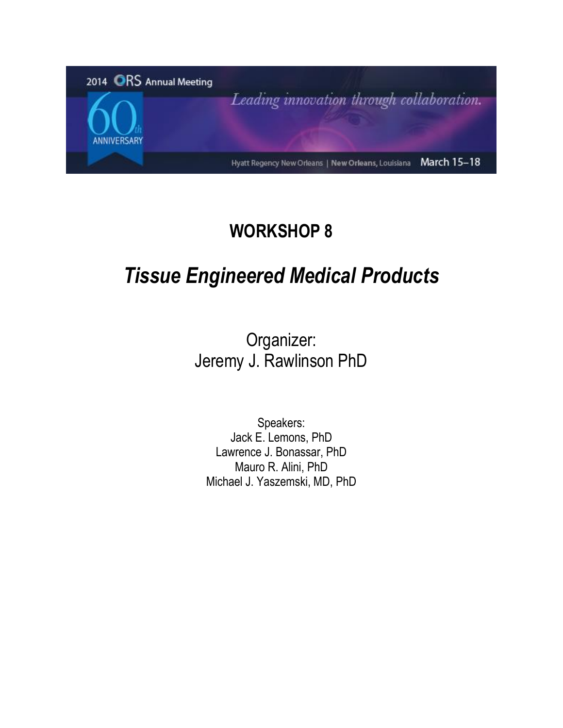2014 ORS Annual Meeting

60th ANNIVERSARY

*Leading innovation through collaboration.*

Hyatt Regency New Orleans | New Orleans, Louisiana March 15–18

# WORKSHOP 8

## *Tissue Engineered Medical Products*

Organizer:
Jeremy J. Rawlinson PhD

Speakers:
Jack E. Lemons, PhD
Lawrence J. Bonassar, PhD
Mauro R. Alini, PhD
Michael J. Yaszemski, MD, PhD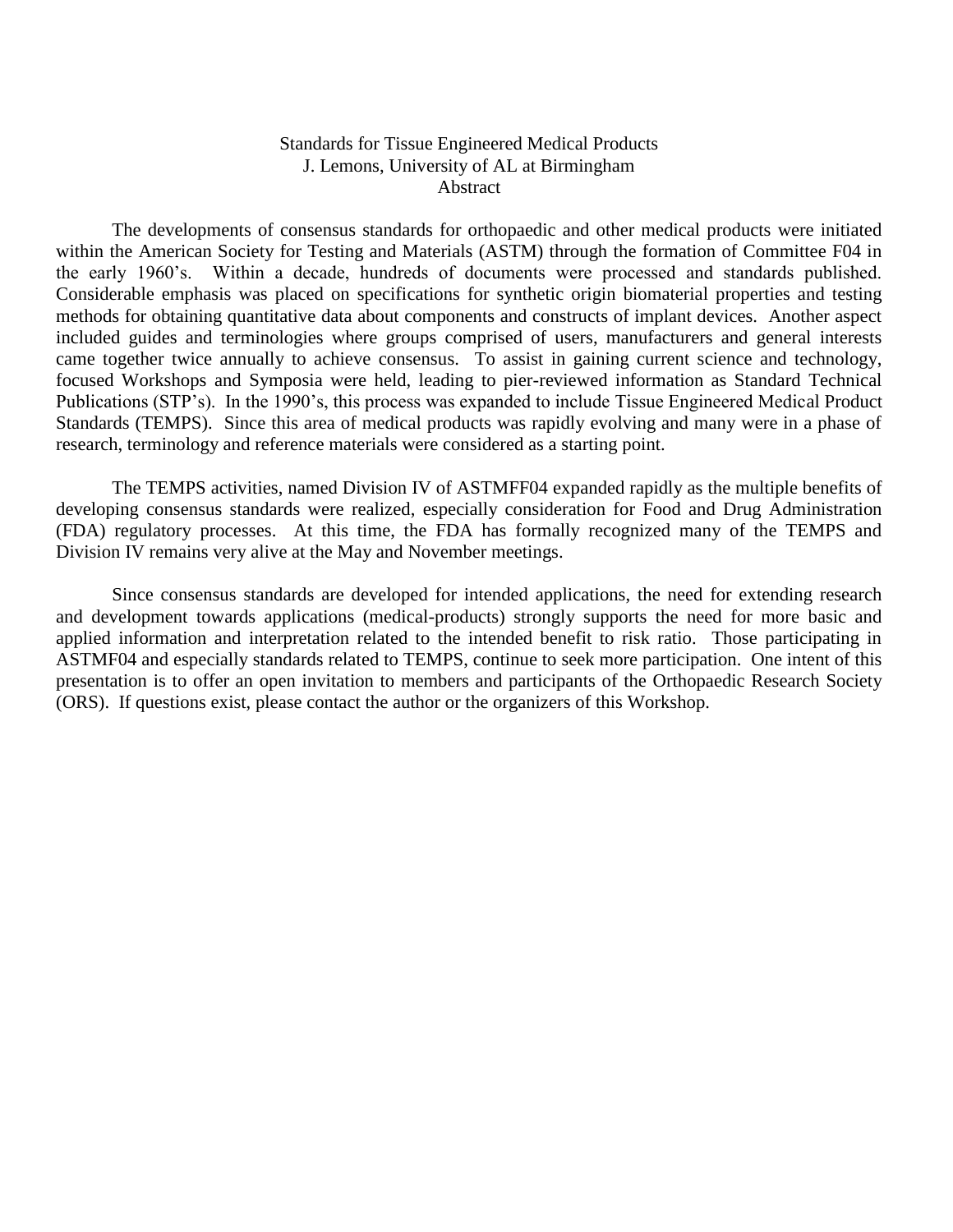# Standards for Tissue Engineered Medical Products

J. Lemons, University of AL at Birmingham

Abstract

The developments of consensus standards for orthopaedic and other medical products were initiated within the American Society for Testing and Materials (ASTM) through the formation of Committee F04 in the early 1960's. Within a decade, hundreds of documents were processed and standards published. Considerable emphasis was placed on specifications for synthetic origin biomaterial properties and testing methods for obtaining quantitative data about components and constructs of implant devices. Another aspect included guides and terminologies where groups comprised of users, manufacturers and general interests came together twice annually to achieve consensus. To assist in gaining current science and technology, focused Workshops and Symposia were held, leading to pier-reviewed information as Standard Technical Publications (STP's). In the 1990's, this process was expanded to include Tissue Engineered Medical Product Standards (TEMPS). Since this area of medical products was rapidly evolving and many were in a phase of research, terminology and reference materials were considered as a starting point.

The TEMPS activities, named Division IV of ASTMFF04 expanded rapidly as the multiple benefits of developing consensus standards were realized, especially consideration for Food and Drug Administration (FDA) regulatory processes. At this time, the FDA has formally recognized many of the TEMPS and Division IV remains very alive at the May and November meetings.

Since consensus standards are developed for intended applications, the need for extending research and development towards applications (medical-products) strongly supports the need for more basic and applied information and interpretation related to the intended benefit to risk ratio. Those participating in ASTMF04 and especially standards related to TEMPS, continue to seek more participation. One intent of this presentation is to offer an open invitation to members and participants of the Orthopaedic Research Society (ORS). If questions exist, please contact the author or the organizers of this Workshop.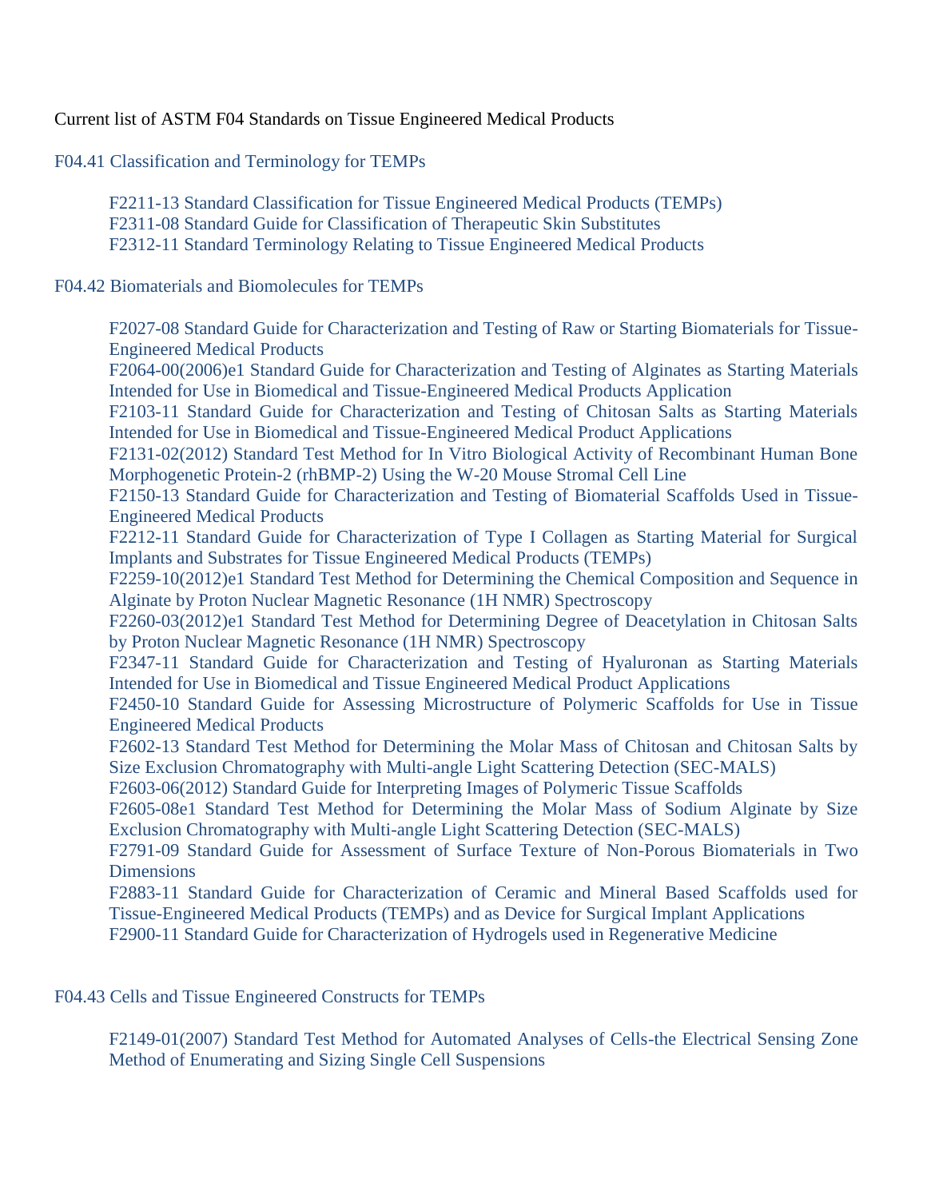Current list of ASTM F04 Standards on Tissue Engineered Medical Products

## F04.41 Classification and Terminology for TEMPs

F2211-13 Standard Classification for Tissue Engineered Medical Products (TEMPs)
F2311-08 Standard Guide for Classification of Therapeutic Skin Substitutes
F2312-11 Standard Terminology Relating to Tissue Engineered Medical Products

## F04.42 Biomaterials and Biomolecules for TEMPs

F2027-08 Standard Guide for Characterization and Testing of Raw or Starting Biomaterials for Tissue-Engineered Medical Products
F2064-00(2006)e1 Standard Guide for Characterization and Testing of Alginates as Starting Materials Intended for Use in Biomedical and Tissue-Engineered Medical Products Application
F2103-11 Standard Guide for Characterization and Testing of Chitosan Salts as Starting Materials Intended for Use in Biomedical and Tissue-Engineered Medical Product Applications
F2131-02(2012) Standard Test Method for In Vitro Biological Activity of Recombinant Human Bone Morphogenetic Protein-2 (rhBMP-2) Using the W-20 Mouse Stromal Cell Line
F2150-13 Standard Guide for Characterization and Testing of Biomaterial Scaffolds Used in Tissue-Engineered Medical Products
F2212-11 Standard Guide for Characterization of Type I Collagen as Starting Material for Surgical Implants and Substrates for Tissue Engineered Medical Products (TEMPs)
F2259-10(2012)e1 Standard Test Method for Determining the Chemical Composition and Sequence in Alginate by Proton Nuclear Magnetic Resonance (1H NMR) Spectroscopy
F2260-03(2012)e1 Standard Test Method for Determining Degree of Deacetylation in Chitosan Salts by Proton Nuclear Magnetic Resonance (1H NMR) Spectroscopy
F2347-11 Standard Guide for Characterization and Testing of Hyaluronan as Starting Materials Intended for Use in Biomedical and Tissue Engineered Medical Product Applications
F2450-10 Standard Guide for Assessing Microstructure of Polymeric Scaffolds for Use in Tissue Engineered Medical Products
F2602-13 Standard Test Method for Determining the Molar Mass of Chitosan and Chitosan Salts by Size Exclusion Chromatography with Multi-angle Light Scattering Detection (SEC-MALS)
F2603-06(2012) Standard Guide for Interpreting Images of Polymeric Tissue Scaffolds
F2605-08e1 Standard Test Method for Determining the Molar Mass of Sodium Alginate by Size Exclusion Chromatography with Multi-angle Light Scattering Detection (SEC-MALS)
F2791-09 Standard Guide for Assessment of Surface Texture of Non-Porous Biomaterials in Two Dimensions
F2883-11 Standard Guide for Characterization of Ceramic and Mineral Based Scaffolds used for Tissue-Engineered Medical Products (TEMPs) and as Device for Surgical Implant Applications
F2900-11 Standard Guide for Characterization of Hydrogels used in Regenerative Medicine

## F04.43 Cells and Tissue Engineered Constructs for TEMPs

F2149-01(2007) Standard Test Method for Automated Analyses of Cells-the Electrical Sensing Zone Method of Enumerating and Sizing Single Cell Suspensions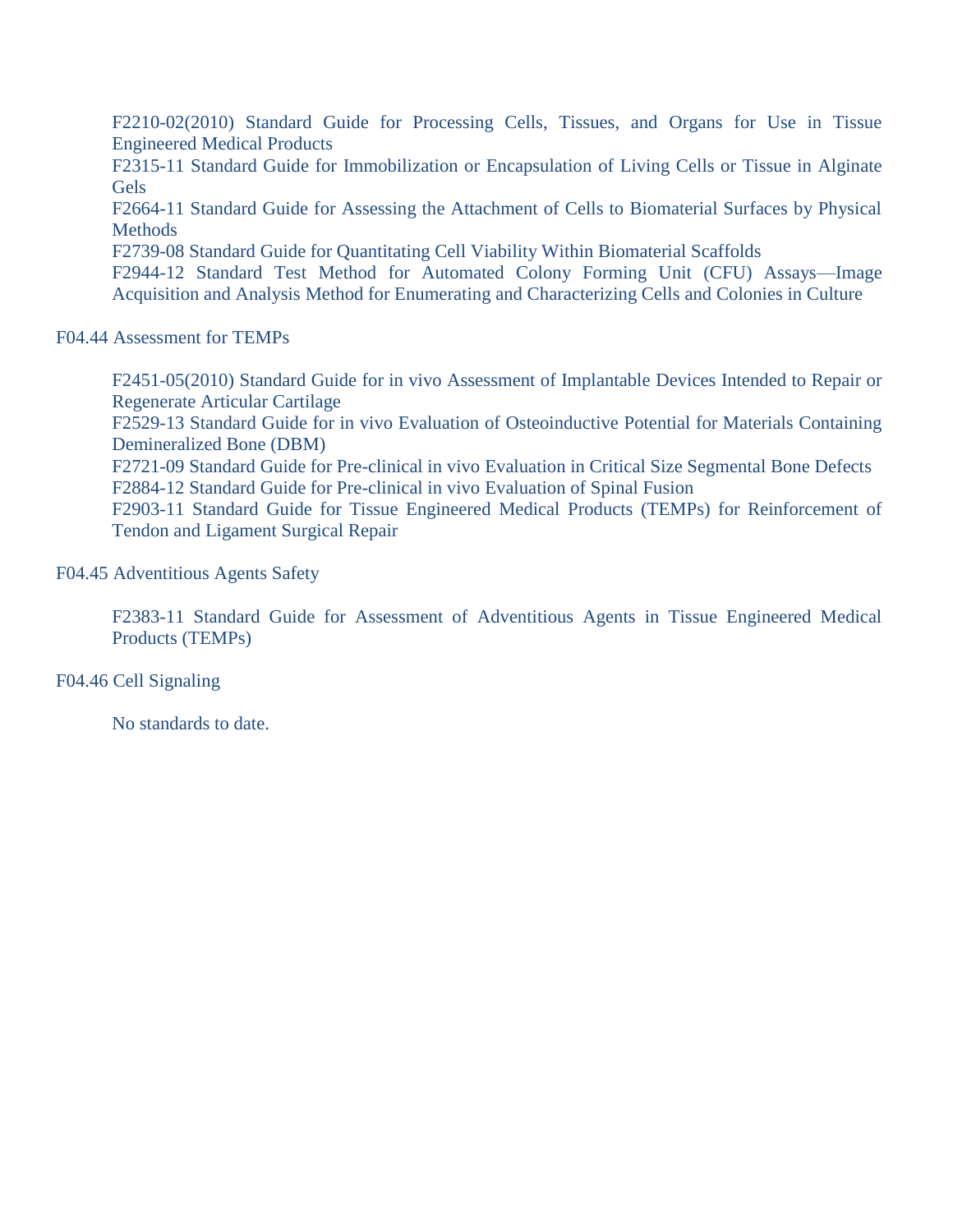F2210-02(2010) Standard Guide for Processing Cells, Tissues, and Organs for Use in Tissue Engineered Medical Products

F2315-11 Standard Guide for Immobilization or Encapsulation of Living Cells or Tissue in Alginate Gels

F2664-11 Standard Guide for Assessing the Attachment of Cells to Biomaterial Surfaces by Physical Methods

F2739-08 Standard Guide for Quantitating Cell Viability Within Biomaterial Scaffolds

F2944-12 Standard Test Method for Automated Colony Forming Unit (CFU) Assays—Image Acquisition and Analysis Method for Enumerating and Characterizing Cells and Colonies in Culture

F04.44 Assessment for TEMPs

F2451-05(2010) Standard Guide for in vivo Assessment of Implantable Devices Intended to Repair or Regenerate Articular Cartilage

F2529-13 Standard Guide for in vivo Evaluation of Osteoinductive Potential for Materials Containing Demineralized Bone (DBM)

F2721-09 Standard Guide for Pre-clinical in vivo Evaluation in Critical Size Segmental Bone Defects

F2884-12 Standard Guide for Pre-clinical in vivo Evaluation of Spinal Fusion

F2903-11 Standard Guide for Tissue Engineered Medical Products (TEMPs) for Reinforcement of Tendon and Ligament Surgical Repair

F04.45 Adventitious Agents Safety

F2383-11 Standard Guide for Assessment of Adventitious Agents in Tissue Engineered Medical Products (TEMPs)

F04.46 Cell Signaling

No standards to date.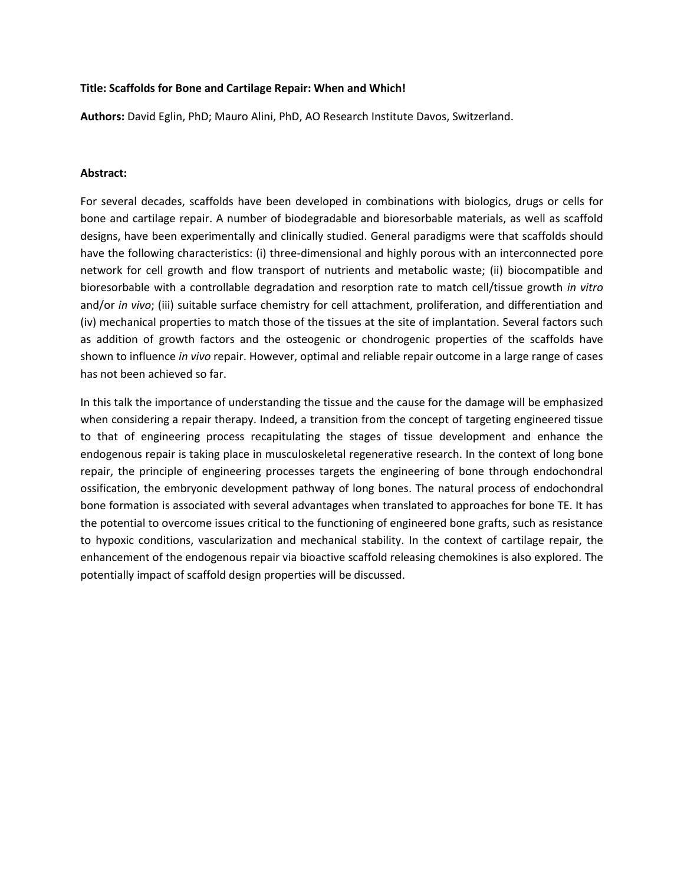**Title: Scaffolds for Bone and Cartilage Repair: When and Which!**

**Authors:** David Eglin, PhD; Mauro Alini, PhD, AO Research Institute Davos, Switzerland.

**Abstract:**

For several decades, scaffolds have been developed in combinations with biologics, drugs or cells for bone and cartilage repair. A number of biodegradable and bioresorbable materials, as well as scaffold designs, have been experimentally and clinically studied. General paradigms were that scaffolds should have the following characteristics: (i) three-dimensional and highly porous with an interconnected pore network for cell growth and flow transport of nutrients and metabolic waste; (ii) biocompatible and bioresorbable with a controllable degradation and resorption rate to match cell/tissue growth *in vitro* and/or *in vivo*; (iii) suitable surface chemistry for cell attachment, proliferation, and differentiation and (iv) mechanical properties to match those of the tissues at the site of implantation. Several factors such as addition of growth factors and the osteogenic or chondrogenic properties of the scaffolds have shown to influence *in vivo* repair. However, optimal and reliable repair outcome in a large range of cases has not been achieved so far.

In this talk the importance of understanding the tissue and the cause for the damage will be emphasized when considering a repair therapy. Indeed, a transition from the concept of targeting engineered tissue to that of engineering process recapitulating the stages of tissue development and enhance the endogenous repair is taking place in musculoskeletal regenerative research. In the context of long bone repair, the principle of engineering processes targets the engineering of bone through endochondral ossification, the embryonic development pathway of long bones. The natural process of endochondral bone formation is associated with several advantages when translated to approaches for bone TE. It has the potential to overcome issues critical to the functioning of engineered bone grafts, such as resistance to hypoxic conditions, vascularization and mechanical stability. In the context of cartilage repair, the enhancement of the endogenous repair via bioactive scaffold releasing chemokines is also explored. The potentially impact of scaffold design properties will be discussed.